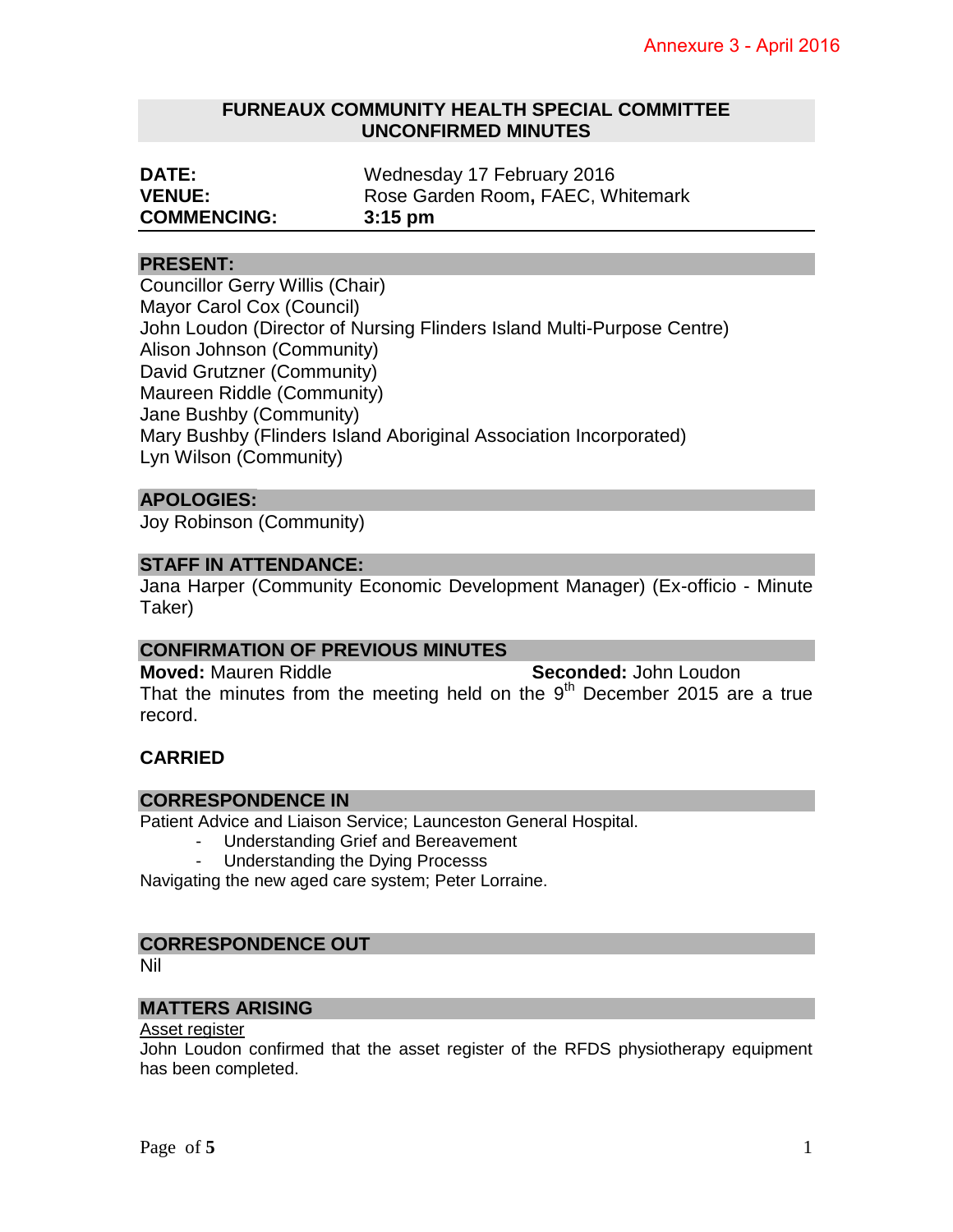Annexure 3 - April 2016

# FURNEAUX COMMUNITY HEALTH SPECIAL COMMITTEE
## UNCONFIRMED MINUTES

| | |
|---|---|
| **DATE:** | Wednesday 17 February 2016 |
| **VENUE:** | Rose Garden Room, FAEC, Whitemark |
| **COMMENCING:** | **3:15 pm** |

### PRESENT:

Councillor Gerry Willis (Chair)
Mayor Carol Cox (Council)
John Loudon (Director of Nursing Flinders Island Multi-Purpose Centre)
Alison Johnson (Community)
David Grutzner (Community)
Maureen Riddle (Community)
Jane Bushby (Community)
Mary Bushby (Flinders Island Aboriginal Association Incorporated)
Lyn Wilson (Community)

### APOLOGIES:

Joy Robinson (Community)

### STAFF IN ATTENDANCE:

Jana Harper (Community Economic Development Manager) (Ex-officio - Minute Taker)

### CONFIRMATION OF PREVIOUS MINUTES

**Moved:** Mauren Riddle **Seconded:** John Loudon

That the minutes from the meeting held on the 9th December 2015 are a true record.

**CARRIED**

### CORRESPONDENCE IN

Patient Advice and Liaison Service; Launceston General Hospital.

- Understanding Grief and Bereavement
- Understanding the Dying Processs

Navigating the new aged care system; Peter Lorraine.

### CORRESPONDENCE OUT

Nil

### MATTERS ARISING

Asset register

John Loudon confirmed that the asset register of the RFDS physiotherapy equipment has been completed.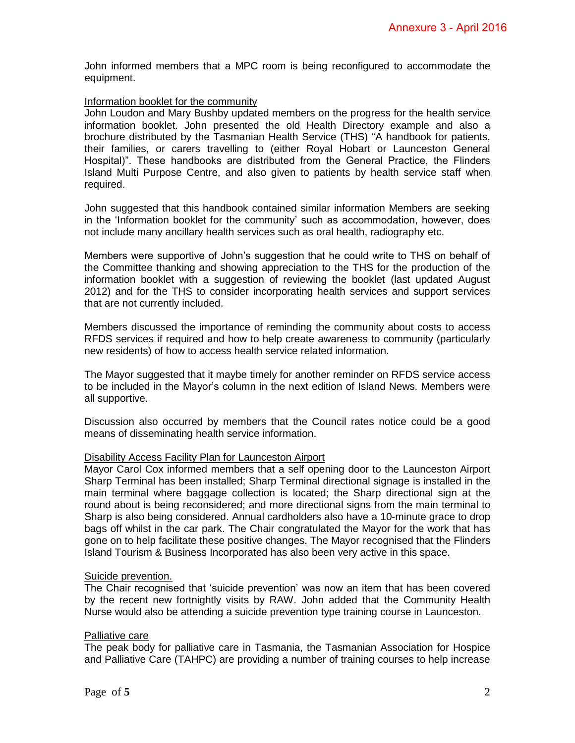John informed members that a MPC room is being reconfigured to accommodate the equipment.

<u>Information booklet for the community</u>

John Loudon and Mary Bushby updated members on the progress for the health service information booklet. John presented the old Health Directory example and also a brochure distributed by the Tasmanian Health Service (THS) "A handbook for patients, their families, or carers travelling to (either Royal Hobart or Launceston General Hospital)". These handbooks are distributed from the General Practice, the Flinders Island Multi Purpose Centre, and also given to patients by health service staff when required.

John suggested that this handbook contained similar information Members are seeking in the 'Information booklet for the community' such as accommodation, however, does not include many ancillary health services such as oral health, radiography etc.

Members were supportive of John's suggestion that he could write to THS on behalf of the Committee thanking and showing appreciation to the THS for the production of the information booklet with a suggestion of reviewing the booklet (last updated August 2012) and for the THS to consider incorporating health services and support services that are not currently included.

Members discussed the importance of reminding the community about costs to access RFDS services if required and how to help create awareness to community (particularly new residents) of how to access health service related information.

The Mayor suggested that it maybe timely for another reminder on RFDS service access to be included in the Mayor's column in the next edition of Island News. Members were all supportive.

Discussion also occurred by members that the Council rates notice could be a good means of disseminating health service information.

<u>Disability Access Facility Plan for Launceston Airport</u>

Mayor Carol Cox informed members that a self opening door to the Launceston Airport Sharp Terminal has been installed; Sharp Terminal directional signage is installed in the main terminal where baggage collection is located; the Sharp directional sign at the round about is being reconsidered; and more directional signs from the main terminal to Sharp is also being considered. Annual cardholders also have a 10-minute grace to drop bags off whilst in the car park. The Chair congratulated the Mayor for the work that has gone on to help facilitate these positive changes. The Mayor recognised that the Flinders Island Tourism & Business Incorporated has also been very active in this space.

<u>Suicide prevention.</u>

The Chair recognised that 'suicide prevention' was now an item that has been covered by the recent new fortnightly visits by RAW. John added that the Community Health Nurse would also be attending a suicide prevention type training course in Launceston.

<u>Palliative care</u>

The peak body for palliative care in Tasmania, the Tasmanian Association for Hospice and Palliative Care (TAHPC) are providing a number of training courses to help increase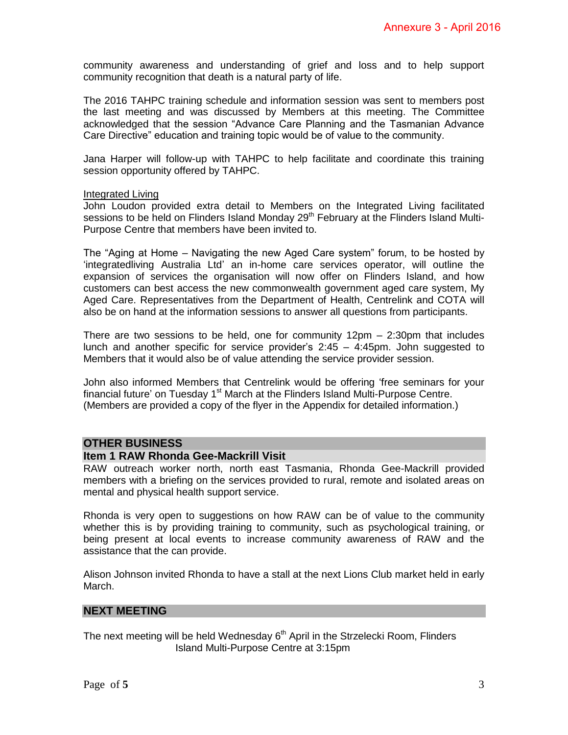community awareness and understanding of grief and loss and to help support community recognition that death is a natural party of life.

The 2016 TAHPC training schedule and information session was sent to members post the last meeting and was discussed by Members at this meeting. The Committee acknowledged that the session "Advance Care Planning and the Tasmanian Advance Care Directive" education and training topic would be of value to the community.

Jana Harper will follow-up with TAHPC to help facilitate and coordinate this training session opportunity offered by TAHPC.

<u>Integrated Living</u>
John Loudon provided extra detail to Members on the Integrated Living facilitated sessions to be held on Flinders Island Monday 29th February at the Flinders Island Multi-Purpose Centre that members have been invited to.

The "Aging at Home – Navigating the new Aged Care system" forum, to be hosted by 'integratedliving Australia Ltd' an in-home care services operator, will outline the expansion of services the organisation will now offer on Flinders Island, and how customers can best access the new commonwealth government aged care system, My Aged Care. Representatives from the Department of Health, Centrelink and COTA will also be on hand at the information sessions to answer all questions from participants.

There are two sessions to be held, one for community 12pm – 2:30pm that includes lunch and another specific for service provider's 2:45 – 4:45pm. John suggested to Members that it would also be of value attending the service provider session.

John also informed Members that Centrelink would be offering 'free seminars for your financial future' on Tuesday 1st March at the Flinders Island Multi-Purpose Centre. (Members are provided a copy of the flyer in the Appendix for detailed information.)

## OTHER BUSINESS

### Item 1 RAW Rhonda Gee-Mackrill Visit

RAW outreach worker north, north east Tasmania, Rhonda Gee-Mackrill provided members with a briefing on the services provided to rural, remote and isolated areas on mental and physical health support service.

Rhonda is very open to suggestions on how RAW can be of value to the community whether this is by providing training to community, such as psychological training, or being present at local events to increase community awareness of RAW and the assistance that the can provide.

Alison Johnson invited Rhonda to have a stall at the next Lions Club market held in early March.

## NEXT MEETING

The next meeting will be held Wednesday 6th April in the Strzelecki Room, Flinders Island Multi-Purpose Centre at 3:15pm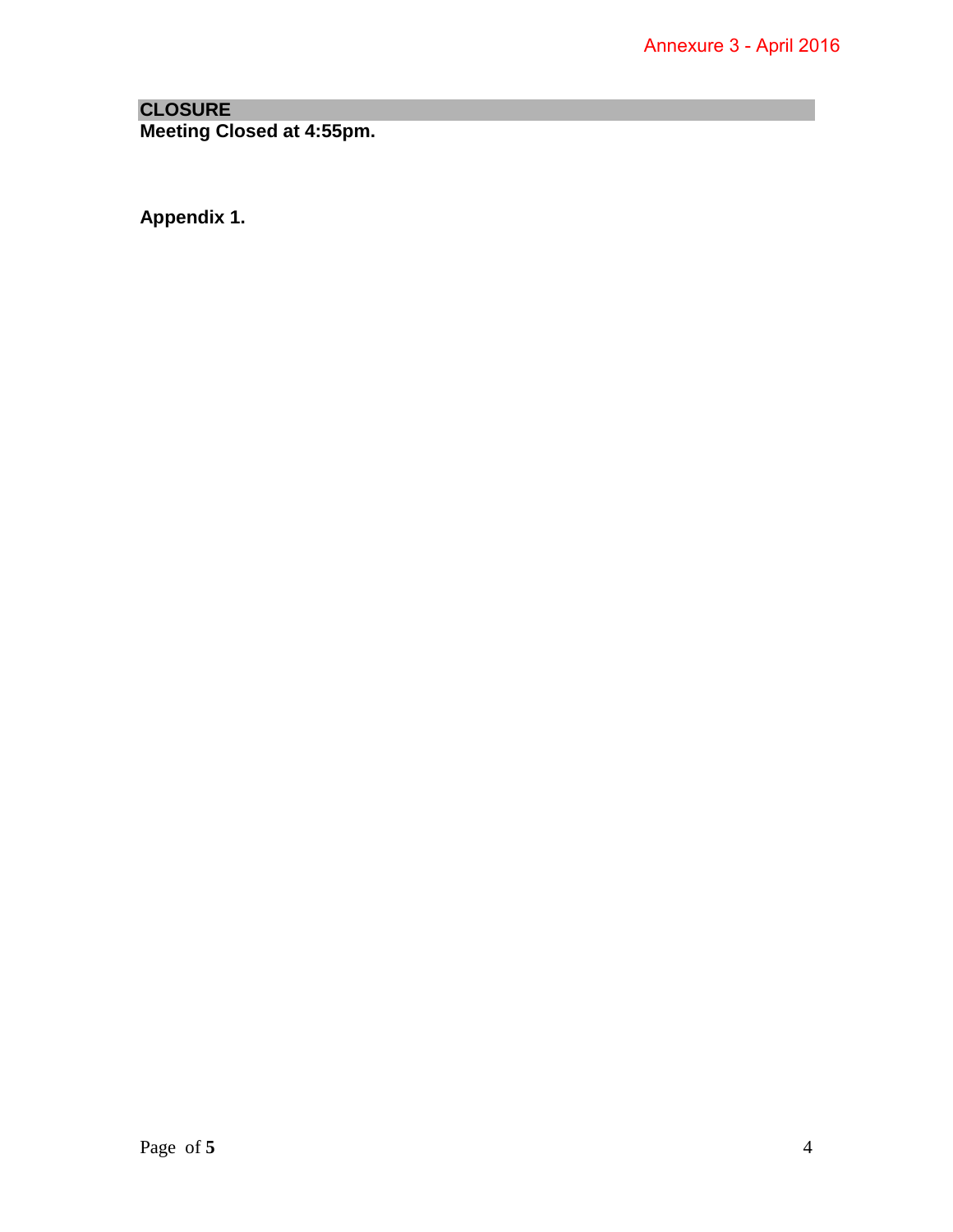## CLOSURE

**Meeting Closed at 4:55pm.**

**Appendix 1.**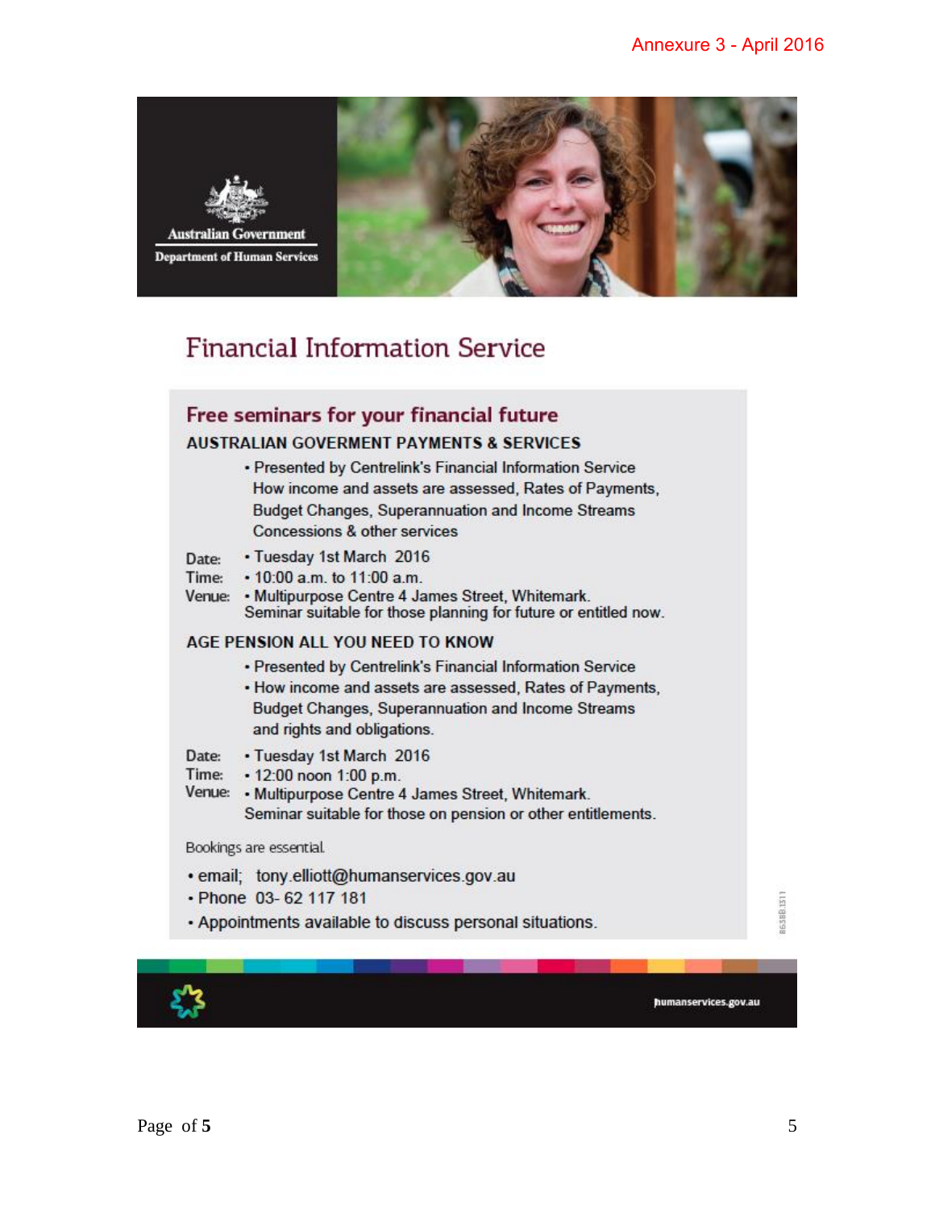Annexure 3 - April 2016

Australian Government
Department of Human Services

# Financial Information Service

## Free seminars for your financial future

### AUSTRALIAN GOVERMENT PAYMENTS & SERVICES

- Presented by Centrelink's Financial Information Service
  How income and assets are assessed, Rates of Payments, Budget Changes, Superannuation and Income Streams
  Concessions & other services

Date: • Tuesday 1st March 2016
Time: • 10:00 a.m. to 11:00 a.m.
Venue: • Multipurpose Centre 4 James Street, Whitemark.
Seminar suitable for those planning for future or entitled now.

### AGE PENSION ALL YOU NEED TO KNOW

- Presented by Centrelink's Financial Information Service
- How income and assets are assessed, Rates of Payments, Budget Changes, Superannuation and Income Streams and rights and obligations.

Date: • Tuesday 1st March 2016
Time: • 12:00 noon 1:00 p.m.
Venue: • Multipurpose Centre 4 James Street, Whitemark.
Seminar suitable for those on pension or other entitlements.

Bookings are essential.

- email; tony.elliott@humanservices.gov.au
- Phone 03- 62 117 181
- Appointments available to discuss personal situations.

humanservices.gov.au